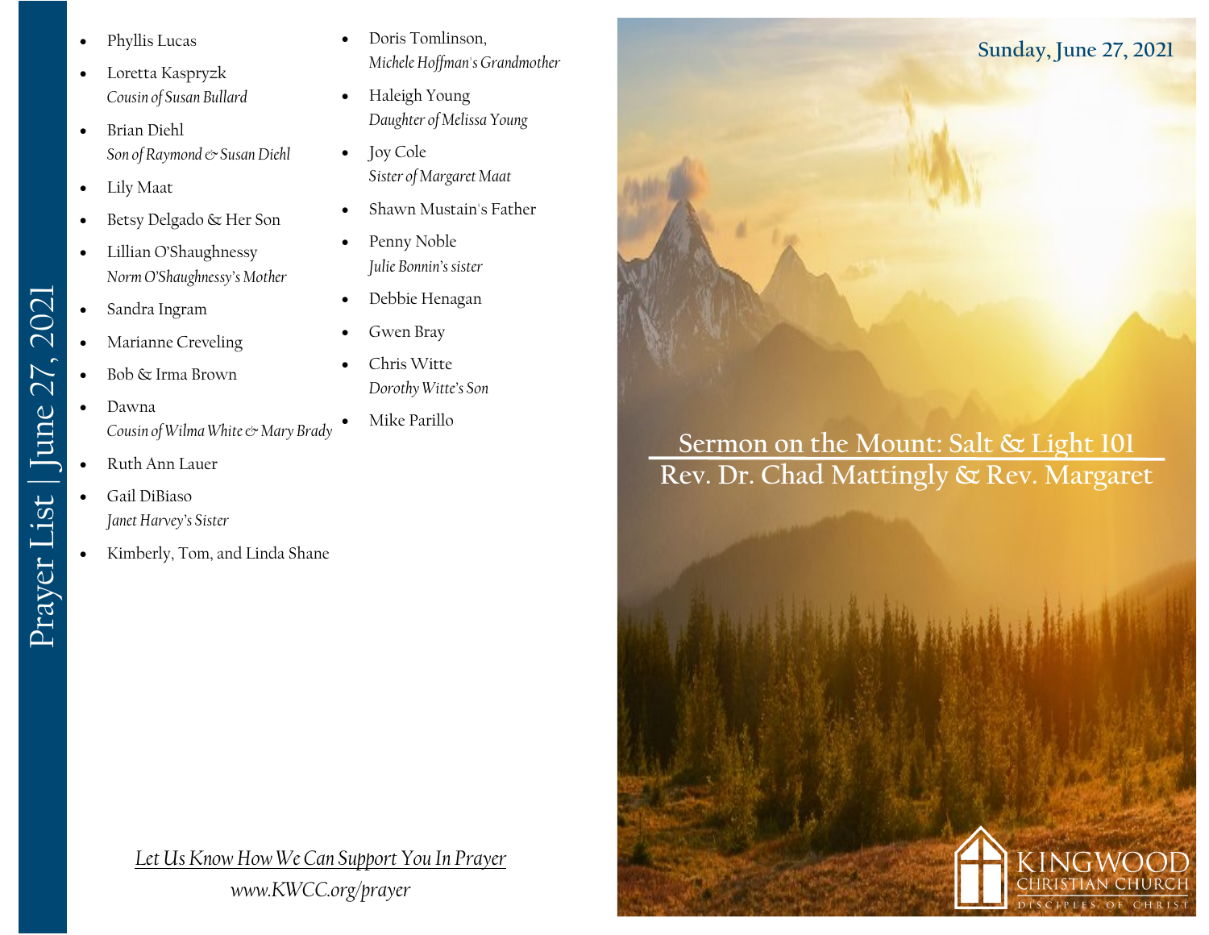# Prayer List | June 27, 2021

- Phyllis Lucas
- Loretta Kaspryzk
  *Cousin of Susan Bullard*
- Brian Diehl
  *Son of Raymond & Susan Diehl*
- Lily Maat
- Betsy Delgado & Her Son
- Lillian O'Shaughnessy
  *Norm O'Shaughnessy's Mother*
- Sandra Ingram
- Marianne Creveling
- Bob & Irma Brown
- Dawna
  *Cousin of Wilma White & Mary Brady*
- Ruth Ann Lauer
- Gail DiBiaso
  *Janet Harvey's Sister*
- Kimberly, Tom, and Linda Shane
- Doris Tomlinson,
  *Michele Hoffman's Grandmother*
- Haleigh Young
  *Daughter of Melissa Young*
- Joy Cole
  *Sister of Margaret Maat*
- Shawn Mustain's Father
- Penny Noble
  *Julie Bonnin's sister*
- Debbie Henagan
- Gwen Bray
- Chris Witte
  *Dorothy Witte's Son*
- Mike Parillo

*Let Us Know How We Can Support You In Prayer*

*www.KWCC.org/prayer*

Sunday, June 27, 2021

## Sermon on the Mount: Salt & Light 101

Rev. Dr. Chad Mattingly & Rev. Margaret

KINGWOOD CHRISTIAN CHURCH

DISCIPLES OF CHRIST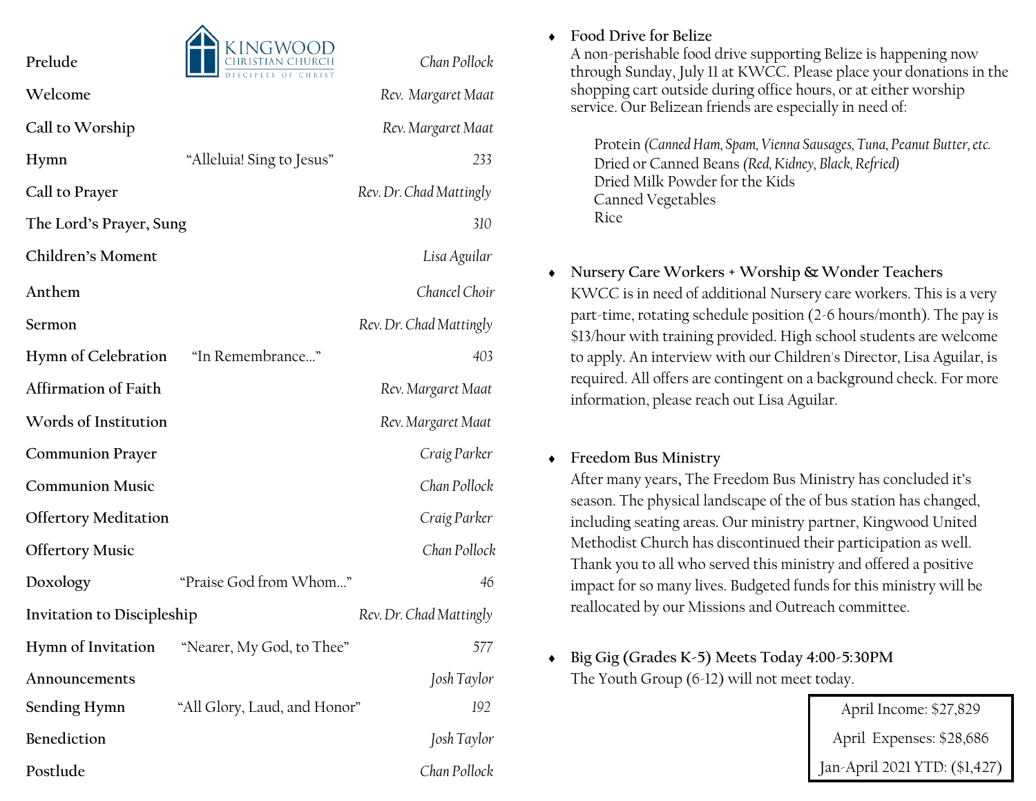KINGWOOD CHRISTIAN CHURCH
DISCIPLES OF CHRIST

| | | |
|---|---|---|
| **Prelude** | | *Chan Pollock* |
| **Welcome** | | *Rev. Margaret Maat* |
| **Call to Worship** | | *Rev. Margaret Maat* |
| **Hymn** | "Alleluia! Sing to Jesus" | 233 |
| **Call to Prayer** | | *Rev. Dr. Chad Mattingly* |
| **The Lord's Prayer, Sung** | | 310 |
| **Children's Moment** | | *Lisa Aguilar* |
| **Anthem** | | *Chancel Choir* |
| **Sermon** | | *Rev. Dr. Chad Mattingly* |
| **Hymn of Celebration** | "In Remembrance…" | 403 |
| **Affirmation of Faith** | | *Rev. Margaret Maat* |
| **Words of Institution** | | *Rev. Margaret Maat* |
| **Communion Prayer** | | *Craig Parker* |
| **Communion Music** | | *Chan Pollock* |
| **Offertory Meditation** | | *Craig Parker* |
| **Offertory Music** | | *Chan Pollock* |
| **Doxology** | "Praise God from Whom…" | 46 |
| **Invitation to Discipleship** | | *Rev. Dr. Chad Mattingly* |
| **Hymn of Invitation** | "Nearer, My God, to Thee" | 577 |
| **Announcements** | | *Josh Taylor* |
| **Sending Hymn** | "All Glory, Laud, and Honor" | 192 |
| **Benediction** | | *Josh Taylor* |
| **Postlude** | | *Chan Pollock* |

- **Food Drive for Belize**
  A non-perishable food drive supporting Belize is happening now through Sunday, July 11 at KWCC. Please place your donations in the shopping cart outside during office hours, or at either worship service. Our Belizean friends are especially in need of:

  Protein *(Canned Ham, Spam, Vienna Sausages, Tuna, Peanut Butter, etc.*
  Dried or Canned Beans *(Red, Kidney, Black, Refried)*
  Dried Milk Powder for the Kids
  Canned Vegetables
  Rice

- **Nursery Care Workers + Worship & Wonder Teachers**
  KWCC is in need of additional Nursery care workers. This is a very part-time, rotating schedule position (2-6 hours/month). The pay is $13/hour with training provided. High school students are welcome to apply. An interview with our Children's Director, Lisa Aguilar, is required. All offers are contingent on a background check. For more information, please reach out Lisa Aguilar.

- **Freedom Bus Ministry**
  After many years, The Freedom Bus Ministry has concluded it's season. The physical landscape of the of bus station has changed, including seating areas. Our ministry partner, Kingwood United Methodist Church has discontinued their participation as well. Thank you to all who served this ministry and offered a positive impact for so many lives. Budgeted funds for this ministry will be reallocated by our Missions and Outreach committee.

- **Big Gig (Grades K-5) Meets Today 4:00-5:30PM**
  The Youth Group (6-12) will not meet today.

April Income: $27,829
April Expenses: $28,686
Jan-April 2021 YTD: ($1,427)